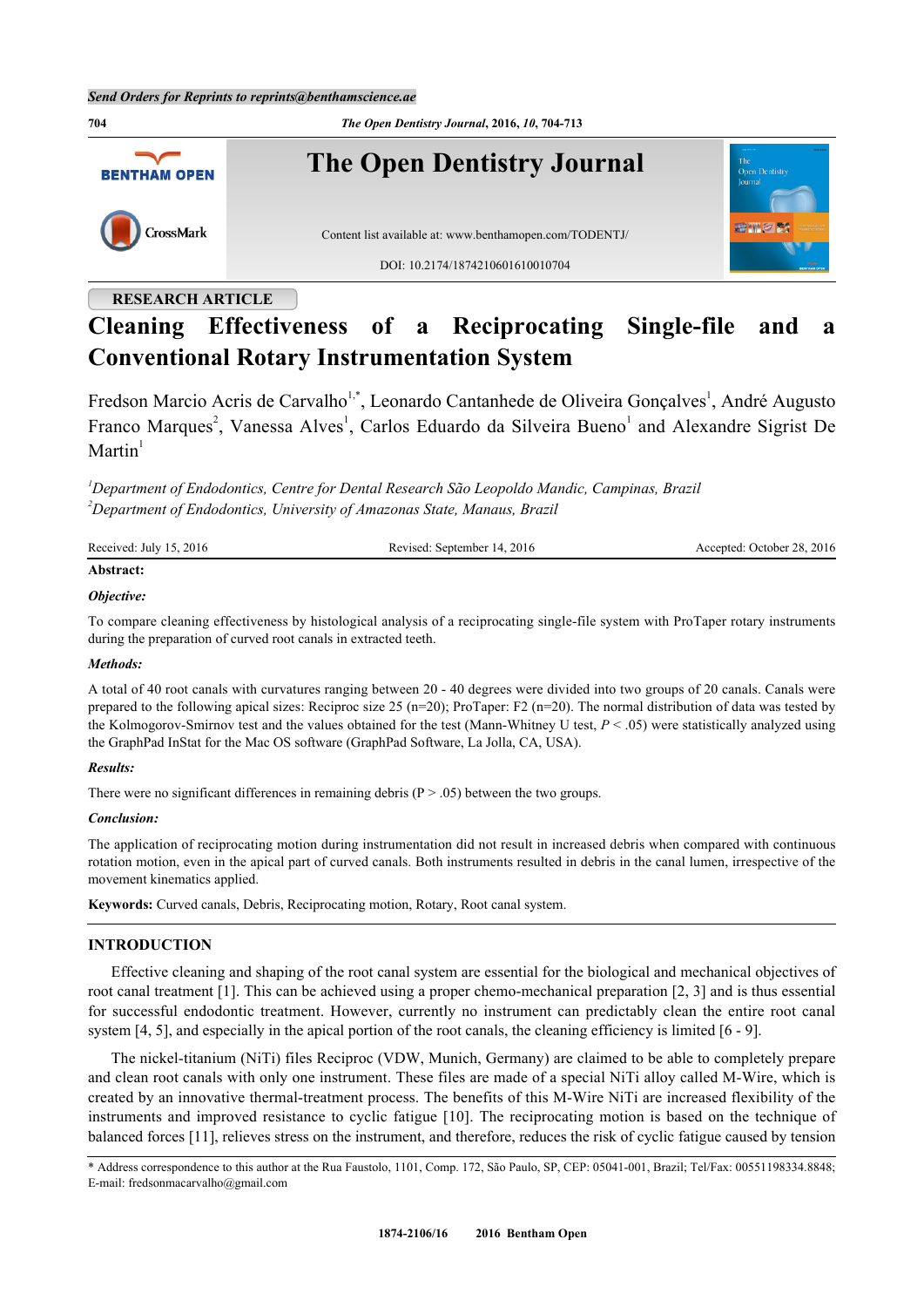RESEARCH ARTICLE

# Cleaning Effectiveness of a Reciprocating Single-file and a Conventional Rotary Instrumentation System

Fredson Marcio Acris de Carvalho[1,*], Leonardo Cantanhede de Oliveira Gonçalves[1], André Augusto Franco Marques[2], Vanessa Alves[1], Carlos Eduardo da Silveira Bueno[1] and Alexandre Sigrist De Martin[1]

*[1]Department of Endodontics, Centre for Dental Research São Leopoldo Mandic, Campinas, Brazil*
*[2]Department of Endodontics, University of Amazonas State, Manaus, Brazil*

Received: July 15, 2016 Revised: September 14, 2016 Accepted: October 28, 2016

**Abstract:**

***Objective:***

To compare cleaning effectiveness by histological analysis of a reciprocating single-file system with ProTaper rotary instruments during the preparation of curved root canals in extracted teeth.

***Methods:***

A total of 40 root canals with curvatures ranging between 20 - 40 degrees were divided into two groups of 20 canals. Canals were prepared to the following apical sizes: Reciproc size 25 (n=20); ProTaper: F2 (n=20). The normal distribution of data was tested by the Kolmogorov-Smirnov test and the values obtained for the test (Mann-Whitney U test, $P < .05$) were statistically analyzed using the GraphPad InStat for the Mac OS software (GraphPad Software, La Jolla, CA, USA).

***Results:***

There were no significant differences in remaining debris ($P > .05$) between the two groups.

***Conclusion:***

The application of reciprocating motion during instrumentation did not result in increased debris when compared with continuous rotation motion, even in the apical part of curved canals. Both instruments resulted in debris in the canal lumen, irrespective of the movement kinematics applied.

**Keywords:** Curved canals, Debris, Reciprocating motion, Rotary, Root canal system.

## INTRODUCTION

Effective cleaning and shaping of the root canal system are essential for the biological and mechanical objectives of root canal treatment [1]. This can be achieved using a proper chemo-mechanical preparation [2, 3] and is thus essential for successful endodontic treatment. However, currently no instrument can predictably clean the entire root canal system [4, 5], and especially in the apical portion of the root canals, the cleaning efficiency is limited [6 - 9].

The nickel-titanium (NiTi) files Reciproc (VDW, Munich, Germany) are claimed to be able to completely prepare and clean root canals with only one instrument. These files are made of a special NiTi alloy called M-Wire, which is created by an innovative thermal-treatment process. The benefits of this M-Wire NiTi are increased flexibility of the instruments and improved resistance to cyclic fatigue [10]. The reciprocating motion is based on the technique of balanced forces [11], relieves stress on the instrument, and therefore, reduces the risk of cyclic fatigue caused by tension

* Address correspondence to this author at the Rua Faustolo, 1101, Comp. 172, São Paulo, SP, CEP: 05041-001, Brazil; Tel/Fax: 00551198334.8848; E-mail: fredsonmacarvalho@gmail.com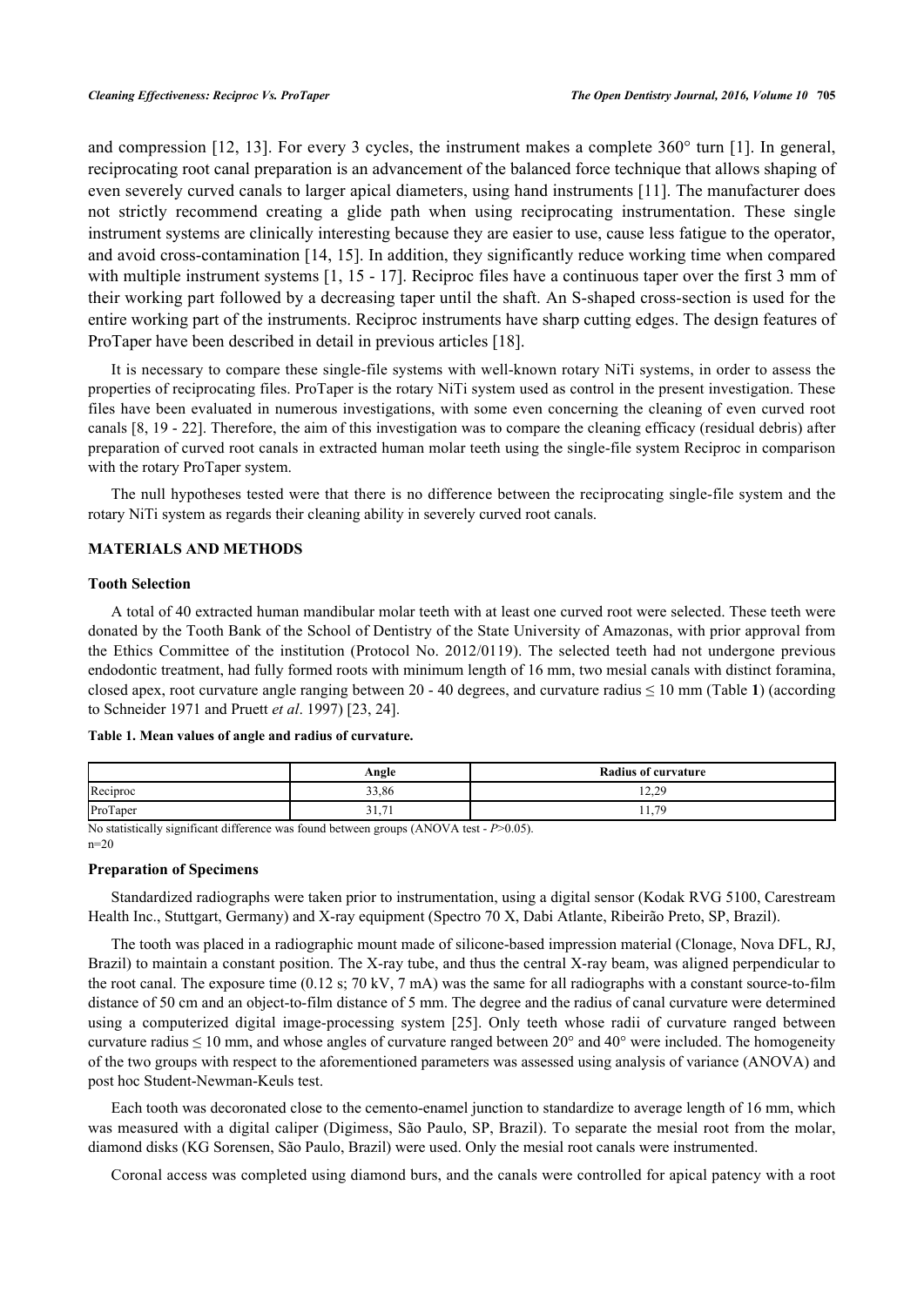and compression [12, 13]. For every 3 cycles, the instrument makes a complete 360° turn [1]. In general, reciprocating root canal preparation is an advancement of the balanced force technique that allows shaping of even severely curved canals to larger apical diameters, using hand instruments [11]. The manufacturer does not strictly recommend creating a glide path when using reciprocating instrumentation. These single instrument systems are clinically interesting because they are easier to use, cause less fatigue to the operator, and avoid cross-contamination [14, 15]. In addition, they significantly reduce working time when compared with multiple instrument systems [1, 15 - 17]. Reciproc files have a continuous taper over the first 3 mm of their working part followed by a decreasing taper until the shaft. An S-shaped cross-section is used for the entire working part of the instruments. Reciproc instruments have sharp cutting edges. The design features of ProTaper have been described in detail in previous articles [18].

It is necessary to compare these single-file systems with well-known rotary NiTi systems, in order to assess the properties of reciprocating files. ProTaper is the rotary NiTi system used as control in the present investigation. These files have been evaluated in numerous investigations, with some even concerning the cleaning of even curved root canals [8, 19 - 22]. Therefore, the aim of this investigation was to compare the cleaning efficacy (residual debris) after preparation of curved root canals in extracted human molar teeth using the single-file system Reciproc in comparison with the rotary ProTaper system.

The null hypotheses tested were that there is no difference between the reciprocating single-file system and the rotary NiTi system as regards their cleaning ability in severely curved root canals.

## MATERIALS AND METHODS

### Tooth Selection

A total of 40 extracted human mandibular molar teeth with at least one curved root were selected. These teeth were donated by the Tooth Bank of the School of Dentistry of the State University of Amazonas, with prior approval from the Ethics Committee of the institution (Protocol No. 2012/0119). The selected teeth had not undergone previous endodontic treatment, had fully formed roots with minimum length of 16 mm, two mesial canals with distinct foramina, closed apex, root curvature angle ranging between 20 - 40 degrees, and curvature radius ≤ 10 mm (Table **1**) (according to Schneider 1971 and Pruett *et al*. 1997) [23, 24].

**Table 1. Mean values of angle and radius of curvature.**

| | Angle | Radius of curvature |
|---|---|---|
| Reciproc | 33,86 | 12,29 |
| ProTaper | 31,71 | 11,79 |

No statistically significant difference was found between groups (ANOVA test - $P$>0.05).
n=20

### Preparation of Specimens

Standardized radiographs were taken prior to instrumentation, using a digital sensor (Kodak RVG 5100, Carestream Health Inc., Stuttgart, Germany) and X-ray equipment (Spectro 70 X, Dabi Atlante, Ribeirão Preto, SP, Brazil).

The tooth was placed in a radiographic mount made of silicone-based impression material (Clonage, Nova DFL, RJ, Brazil) to maintain a constant position. The X-ray tube, and thus the central X-ray beam, was aligned perpendicular to the root canal. The exposure time (0.12 s; 70 kV, 7 mA) was the same for all radiographs with a constant source-to-film distance of 50 cm and an object-to-film distance of 5 mm. The degree and the radius of canal curvature were determined using a computerized digital image-processing system [25]. Only teeth whose radii of curvature ranged between curvature radius ≤ 10 mm, and whose angles of curvature ranged between 20° and 40° were included. The homogeneity of the two groups with respect to the aforementioned parameters was assessed using analysis of variance (ANOVA) and post hoc Student-Newman-Keuls test.

Each tooth was decoronated close to the cemento-enamel junction to standardize to average length of 16 mm, which was measured with a digital caliper (Digimess, São Paulo, SP, Brazil). To separate the mesial root from the molar, diamond disks (KG Sorensen, São Paulo, Brazil) were used. Only the mesial root canals were instrumented.

Coronal access was completed using diamond burs, and the canals were controlled for apical patency with a root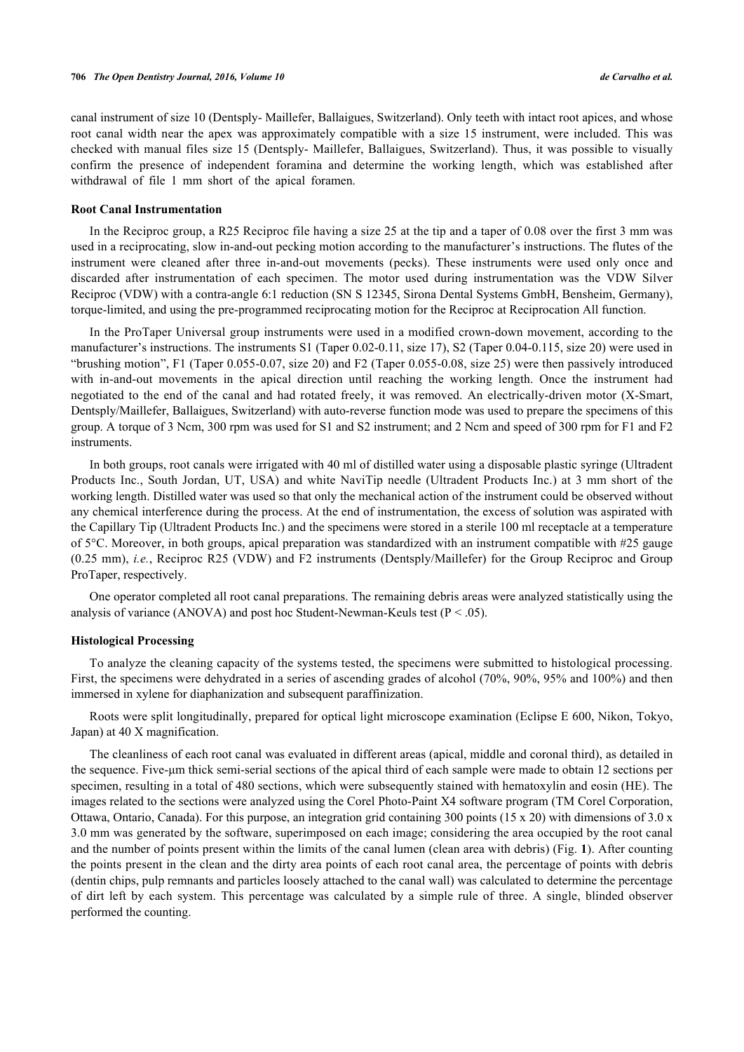canal instrument of size 10 (Dentsply- Maillefer, Ballaigues, Switzerland). Only teeth with intact root apices, and whose root canal width near the apex was approximately compatible with a size 15 instrument, were included. This was checked with manual files size 15 (Dentsply- Maillefer, Ballaigues, Switzerland). Thus, it was possible to visually confirm the presence of independent foramina and determine the working length, which was established after withdrawal of file 1 mm short of the apical foramen.

### Root Canal Instrumentation

In the Reciproc group, a R25 Reciproc file having a size 25 at the tip and a taper of 0.08 over the first 3 mm was used in a reciprocating, slow in-and-out pecking motion according to the manufacturer's instructions. The flutes of the instrument were cleaned after three in-and-out movements (pecks). These instruments were used only once and discarded after instrumentation of each specimen. The motor used during instrumentation was the VDW Silver Reciproc (VDW) with a contra-angle 6:1 reduction (SN S 12345, Sirona Dental Systems GmbH, Bensheim, Germany), torque-limited, and using the pre-programmed reciprocating motion for the Reciproc at Reciprocation All function.

In the ProTaper Universal group instruments were used in a modified crown-down movement, according to the manufacturer's instructions. The instruments S1 (Taper 0.02-0.11, size 17), S2 (Taper 0.04-0.115, size 20) were used in "brushing motion", F1 (Taper 0.055-0.07, size 20) and F2 (Taper 0.055-0.08, size 25) were then passively introduced with in-and-out movements in the apical direction until reaching the working length. Once the instrument had negotiated to the end of the canal and had rotated freely, it was removed. An electrically-driven motor (X-Smart, Dentsply/Maillefer, Ballaigues, Switzerland) with auto-reverse function mode was used to prepare the specimens of this group. A torque of 3 Ncm, 300 rpm was used for S1 and S2 instrument; and 2 Ncm and speed of 300 rpm for F1 and F2 instruments.

In both groups, root canals were irrigated with 40 ml of distilled water using a disposable plastic syringe (Ultradent Products Inc., South Jordan, UT, USA) and white NaviTip needle (Ultradent Products Inc.) at 3 mm short of the working length. Distilled water was used so that only the mechanical action of the instrument could be observed without any chemical interference during the process. At the end of instrumentation, the excess of solution was aspirated with the Capillary Tip (Ultradent Products Inc.) and the specimens were stored in a sterile 100 ml receptacle at a temperature of 5°C. Moreover, in both groups, apical preparation was standardized with an instrument compatible with #25 gauge (0.25 mm), *i.e.*, Reciproc R25 (VDW) and F2 instruments (Dentsply/Maillefer) for the Group Reciproc and Group ProTaper, respectively.

One operator completed all root canal preparations. The remaining debris areas were analyzed statistically using the analysis of variance (ANOVA) and post hoc Student-Newman-Keuls test ($P < .05$).

### Histological Processing

To analyze the cleaning capacity of the systems tested, the specimens were submitted to histological processing. First, the specimens were dehydrated in a series of ascending grades of alcohol (70%, 90%, 95% and 100%) and then immersed in xylene for diaphanization and subsequent paraffinization.

Roots were split longitudinally, prepared for optical light microscope examination (Eclipse E 600, Nikon, Tokyo, Japan) at 40 X magnification.

The cleanliness of each root canal was evaluated in different areas (apical, middle and coronal third), as detailed in the sequence. Five-μm thick semi-serial sections of the apical third of each sample were made to obtain 12 sections per specimen, resulting in a total of 480 sections, which were subsequently stained with hematoxylin and eosin (HE). The images related to the sections were analyzed using the Corel Photo-Paint X4 software program (TM Corel Corporation, Ottawa, Ontario, Canada). For this purpose, an integration grid containing 300 points (15 x 20) with dimensions of 3.0 x 3.0 mm was generated by the software, superimposed on each image; considering the area occupied by the root canal and the number of points present within the limits of the canal lumen (clean area with debris) (Fig. **1**). After counting the points present in the clean and the dirty area points of each root canal area, the percentage of points with debris (dentin chips, pulp remnants and particles loosely attached to the canal wall) was calculated to determine the percentage of dirt left by each system. This percentage was calculated by a simple rule of three. A single, blinded observer performed the counting.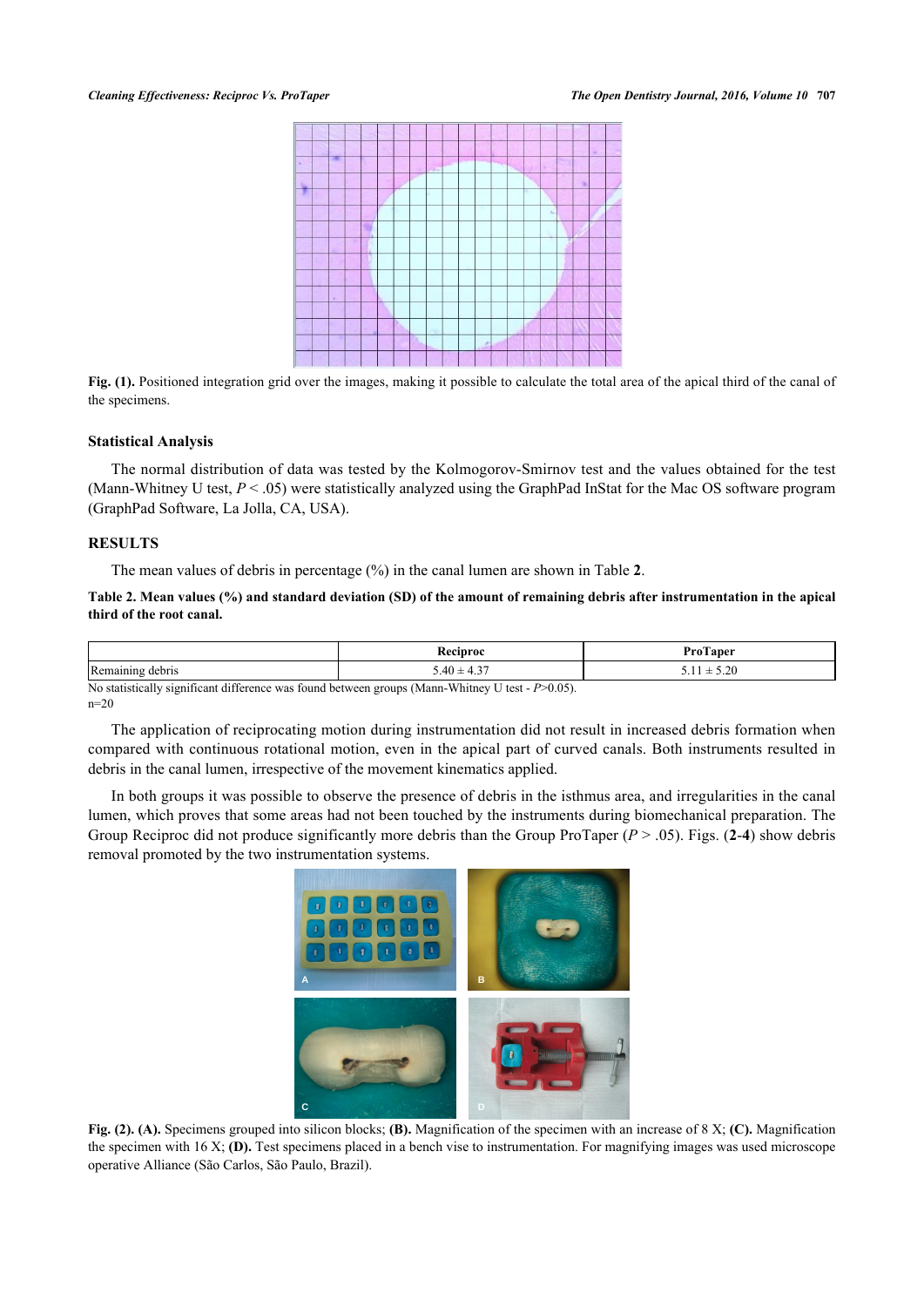Fig. (1). Positioned integration grid over the images, making it possible to calculate the total area of the apical third of the canal of the specimens.

### Statistical Analysis

The normal distribution of data was tested by the Kolmogorov-Smirnov test and the values obtained for the test (Mann-Whitney U test, $P < .05$) were statistically analyzed using the GraphPad InStat for the Mac OS software program (GraphPad Software, La Jolla, CA, USA).

## RESULTS

The mean values of debris in percentage (%) in the canal lumen are shown in Table **2**.

**Table 2. Mean values (%) and standard deviation (SD) of the amount of remaining debris after instrumentation in the apical third of the root canal.**

| | Reciproc | ProTaper |
|---|---|---|
| Remaining debris | 5.40 ± 4.37 | 5.11 ± 5.20 |

No statistically significant difference was found between groups (Mann-Whitney U test - $P > 0.05$).
n=20

The application of reciprocating motion during instrumentation did not result in increased debris formation when compared with continuous rotational motion, even in the apical part of curved canals. Both instruments resulted in debris in the canal lumen, irrespective of the movement kinematics applied.

In both groups it was possible to observe the presence of debris in the isthmus area, and irregularities in the canal lumen, which proves that some areas had not been touched by the instruments during biomechanical preparation. The Group Reciproc did not produce significantly more debris than the Group ProTaper ($P > .05$). Figs. (**2**-**4**) show debris removal promoted by the two instrumentation systems.

**Fig. (2). (A).** Specimens grouped into silicon blocks; **(B).** Magnification of the specimen with an increase of 8 X; **(C).** Magnification the specimen with 16 X; **(D).** Test specimens placed in a bench vise to instrumentation. For magnifying images was used microscope operative Alliance (São Carlos, São Paulo, Brazil).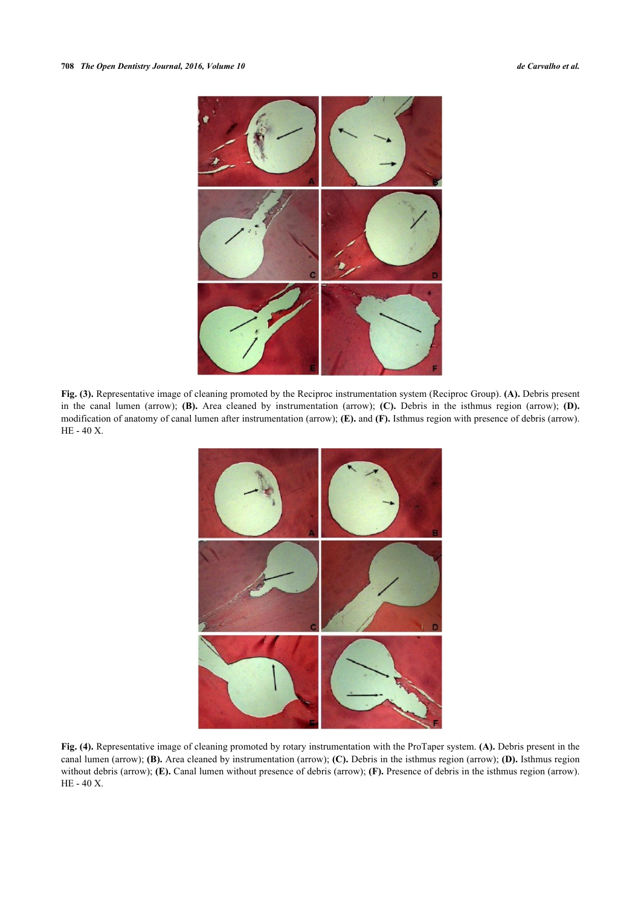**Fig. (3).** Representative image of cleaning promoted by the Reciproc instrumentation system (Reciproc Group). **(A).** Debris present in the canal lumen (arrow); **(B).** Area cleaned by instrumentation (arrow); **(C).** Debris in the isthmus region (arrow); **(D).** modification of anatomy of canal lumen after instrumentation (arrow); **(E).** and **(F).** Isthmus region with presence of debris (arrow). HE - 40 X.

**Fig. (4).** Representative image of cleaning promoted by rotary instrumentation with the ProTaper system. **(A).** Debris present in the canal lumen (arrow); **(B).** Area cleaned by instrumentation (arrow); **(C).** Debris in the isthmus region (arrow); **(D).** Isthmus region without debris (arrow); **(E).** Canal lumen without presence of debris (arrow); **(F).** Presence of debris in the isthmus region (arrow). HE - 40 X.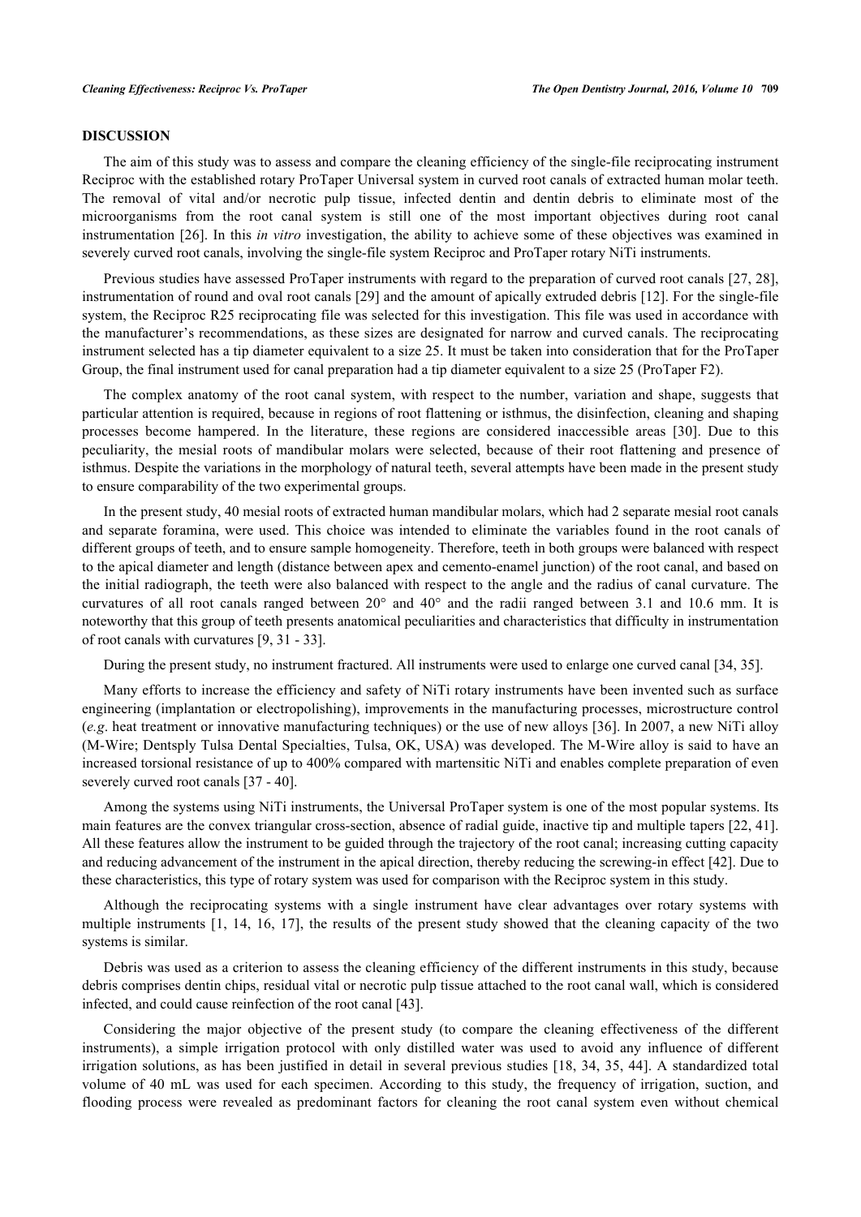## DISCUSSION

The aim of this study was to assess and compare the cleaning efficiency of the single-file reciprocating instrument Reciproc with the established rotary ProTaper Universal system in curved root canals of extracted human molar teeth. The removal of vital and/or necrotic pulp tissue, infected dentin and dentin debris to eliminate most of the microorganisms from the root canal system is still one of the most important objectives during root canal instrumentation [26]. In this *in vitro* investigation, the ability to achieve some of these objectives was examined in severely curved root canals, involving the single-file system Reciproc and ProTaper rotary NiTi instruments.

Previous studies have assessed ProTaper instruments with regard to the preparation of curved root canals [27, 28], instrumentation of round and oval root canals [29] and the amount of apically extruded debris [12]. For the single-file system, the Reciproc R25 reciprocating file was selected for this investigation. This file was used in accordance with the manufacturer's recommendations, as these sizes are designated for narrow and curved canals. The reciprocating instrument selected has a tip diameter equivalent to a size 25. It must be taken into consideration that for the ProTaper Group, the final instrument used for canal preparation had a tip diameter equivalent to a size 25 (ProTaper F2).

The complex anatomy of the root canal system, with respect to the number, variation and shape, suggests that particular attention is required, because in regions of root flattening or isthmus, the disinfection, cleaning and shaping processes become hampered. In the literature, these regions are considered inaccessible areas [30]. Due to this peculiarity, the mesial roots of mandibular molars were selected, because of their root flattening and presence of isthmus. Despite the variations in the morphology of natural teeth, several attempts have been made in the present study to ensure comparability of the two experimental groups.

In the present study, 40 mesial roots of extracted human mandibular molars, which had 2 separate mesial root canals and separate foramina, were used. This choice was intended to eliminate the variables found in the root canals of different groups of teeth, and to ensure sample homogeneity. Therefore, teeth in both groups were balanced with respect to the apical diameter and length (distance between apex and cemento-enamel junction) of the root canal, and based on the initial radiograph, the teeth were also balanced with respect to the angle and the radius of canal curvature. The curvatures of all root canals ranged between 20° and 40° and the radii ranged between 3.1 and 10.6 mm. It is noteworthy that this group of teeth presents anatomical peculiarities and characteristics that difficulty in instrumentation of root canals with curvatures [9, 31 - 33].

During the present study, no instrument fractured. All instruments were used to enlarge one curved canal [34, 35].

Many efforts to increase the efficiency and safety of NiTi rotary instruments have been invented such as surface engineering (implantation or electropolishing), improvements in the manufacturing processes, microstructure control (*e.g*. heat treatment or innovative manufacturing techniques) or the use of new alloys [36]. In 2007, a new NiTi alloy (M-Wire; Dentsply Tulsa Dental Specialties, Tulsa, OK, USA) was developed. The M-Wire alloy is said to have an increased torsional resistance of up to 400% compared with martensitic NiTi and enables complete preparation of even severely curved root canals [37 - 40].

Among the systems using NiTi instruments, the Universal ProTaper system is one of the most popular systems. Its main features are the convex triangular cross-section, absence of radial guide, inactive tip and multiple tapers [22, 41]. All these features allow the instrument to be guided through the trajectory of the root canal; increasing cutting capacity and reducing advancement of the instrument in the apical direction, thereby reducing the screwing-in effect [42]. Due to these characteristics, this type of rotary system was used for comparison with the Reciproc system in this study.

Although the reciprocating systems with a single instrument have clear advantages over rotary systems with multiple instruments [1, 14, 16, 17], the results of the present study showed that the cleaning capacity of the two systems is similar.

Debris was used as a criterion to assess the cleaning efficiency of the different instruments in this study, because debris comprises dentin chips, residual vital or necrotic pulp tissue attached to the root canal wall, which is considered infected, and could cause reinfection of the root canal [43].

Considering the major objective of the present study (to compare the cleaning effectiveness of the different instruments), a simple irrigation protocol with only distilled water was used to avoid any influence of different irrigation solutions, as has been justified in detail in several previous studies [18, 34, 35, 44]. A standardized total volume of 40 mL was used for each specimen. According to this study, the frequency of irrigation, suction, and flooding process were revealed as predominant factors for cleaning the root canal system even without chemical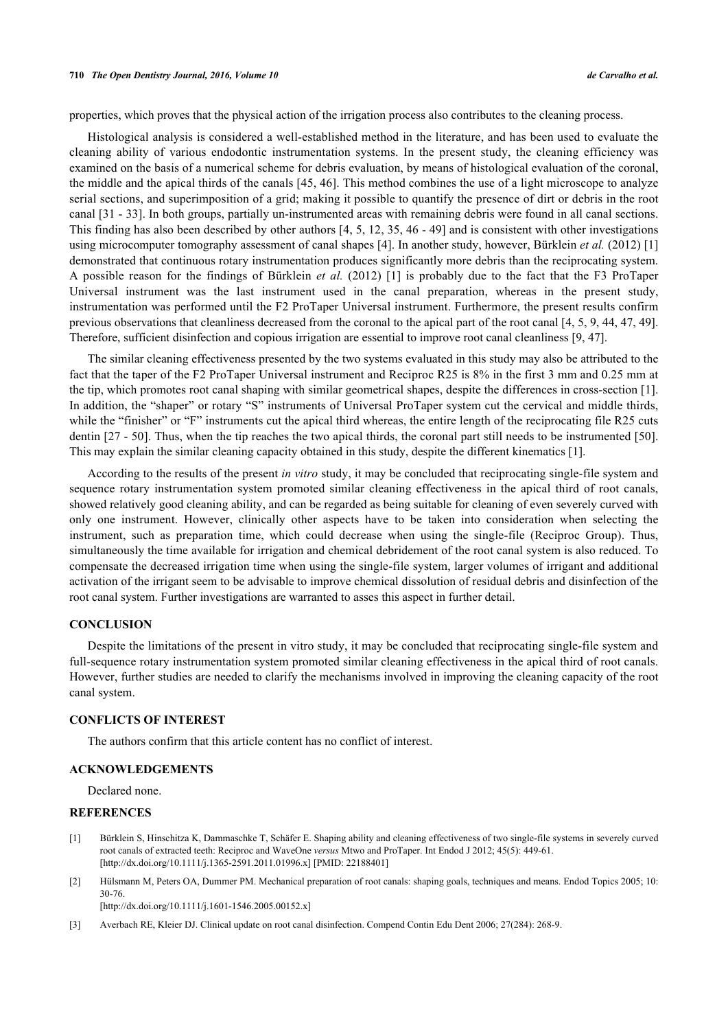properties, which proves that the physical action of the irrigation process also contributes to the cleaning process.

Histological analysis is considered a well-established method in the literature, and has been used to evaluate the cleaning ability of various endodontic instrumentation systems. In the present study, the cleaning efficiency was examined on the basis of a numerical scheme for debris evaluation, by means of histological evaluation of the coronal, the middle and the apical thirds of the canals [45, 46]. This method combines the use of a light microscope to analyze serial sections, and superimposition of a grid; making it possible to quantify the presence of dirt or debris in the root canal [31 - 33]. In both groups, partially un-instrumented areas with remaining debris were found in all canal sections. This finding has also been described by other authors [4, 5, 12, 35, 46 - 49] and is consistent with other investigations using microcomputer tomography assessment of canal shapes [4]. In another study, however, Bürklein *et al.* (2012) [1] demonstrated that continuous rotary instrumentation produces significantly more debris than the reciprocating system. A possible reason for the findings of Bürklein *et al.* (2012) [1] is probably due to the fact that the F3 ProTaper Universal instrument was the last instrument used in the canal preparation, whereas in the present study, instrumentation was performed until the F2 ProTaper Universal instrument. Furthermore, the present results confirm previous observations that cleanliness decreased from the coronal to the apical part of the root canal [4, 5, 9, 44, 47, 49]. Therefore, sufficient disinfection and copious irrigation are essential to improve root canal cleanliness [9, 47].

The similar cleaning effectiveness presented by the two systems evaluated in this study may also be attributed to the fact that the taper of the F2 ProTaper Universal instrument and Reciproc R25 is 8% in the first 3 mm and 0.25 mm at the tip, which promotes root canal shaping with similar geometrical shapes, despite the differences in cross-section [1]. In addition, the "shaper" or rotary "S" instruments of Universal ProTaper system cut the cervical and middle thirds, while the "finisher" or "F" instruments cut the apical third whereas, the entire length of the reciprocating file R25 cuts dentin [27 - 50]. Thus, when the tip reaches the two apical thirds, the coronal part still needs to be instrumented [50]. This may explain the similar cleaning capacity obtained in this study, despite the different kinematics [1].

According to the results of the present *in vitro* study, it may be concluded that reciprocating single-file system and sequence rotary instrumentation system promoted similar cleaning effectiveness in the apical third of root canals, showed relatively good cleaning ability, and can be regarded as being suitable for cleaning of even severely curved with only one instrument. However, clinically other aspects have to be taken into consideration when selecting the instrument, such as preparation time, which could decrease when using the single-file (Reciproc Group). Thus, simultaneously the time available for irrigation and chemical debridement of the root canal system is also reduced. To compensate the decreased irrigation time when using the single-file system, larger volumes of irrigant and additional activation of the irrigant seem to be advisable to improve chemical dissolution of residual debris and disinfection of the root canal system. Further investigations are warranted to asses this aspect in further detail.

## CONCLUSION

Despite the limitations of the present in vitro study, it may be concluded that reciprocating single-file system and full-sequence rotary instrumentation system promoted similar cleaning effectiveness in the apical third of root canals. However, further studies are needed to clarify the mechanisms involved in improving the cleaning capacity of the root canal system.

## CONFLICTS OF INTEREST

The authors confirm that this article content has no conflict of interest.

## ACKNOWLEDGEMENTS

Declared none.

## REFERENCES

[1] Bürklein S, Hinschitza K, Dammaschke T, Schäfer E. Shaping ability and cleaning effectiveness of two single-file systems in severely curved root canals of extracted teeth: Reciproc and WaveOne *versus* Mtwo and ProTaper. Int Endod J 2012; 45(5): 449-61. [http://dx.doi.org/10.1111/j.1365-2591.2011.01996.x] [PMID: 22188401]

[2] Hülsmann M, Peters OA, Dummer PM. Mechanical preparation of root canals: shaping goals, techniques and means. Endod Topics 2005; 10: 30-76. [http://dx.doi.org/10.1111/j.1601-1546.2005.00152.x]

[3] Averbach RE, Kleier DJ. Clinical update on root canal disinfection. Compend Contin Edu Dent 2006; 27(284): 268-9.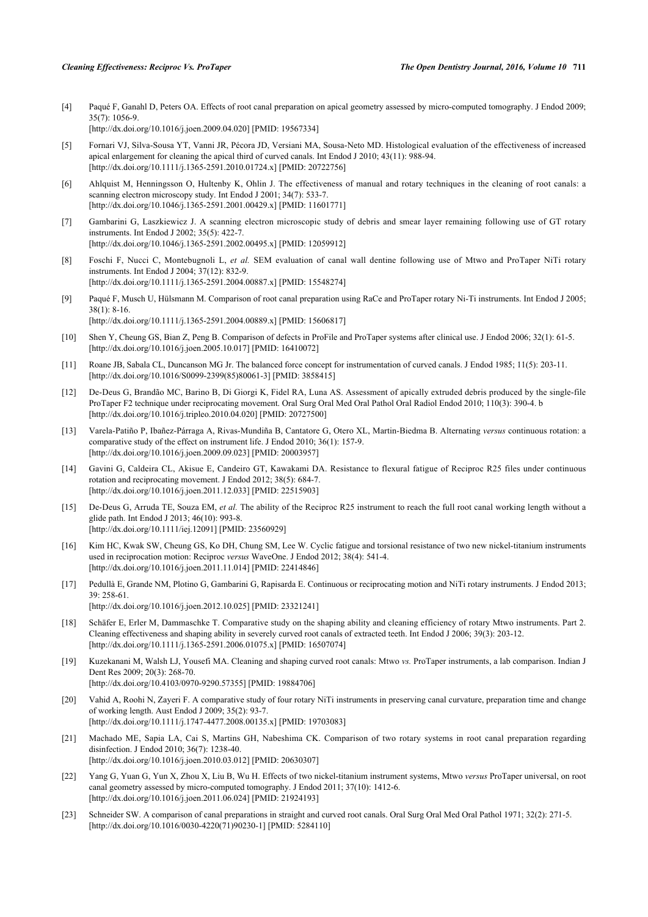[4] Paqué F, Ganahl D, Peters OA. Effects of root canal preparation on apical geometry assessed by micro-computed tomography. J Endod 2009; 35(7): 1056-9.
[http://dx.doi.org/10.1016/j.joen.2009.04.020] [PMID: 19567334]

[5] Fornari VJ, Silva-Sousa YT, Vanni JR, Pécora JD, Versiani MA, Sousa-Neto MD. Histological evaluation of the effectiveness of increased apical enlargement for cleaning the apical third of curved canals. Int Endod J 2010; 43(11): 988-94.
[http://dx.doi.org/10.1111/j.1365-2591.2010.01724.x] [PMID: 20722756]

[6] Ahlquist M, Henningsson O, Hultenby K, Ohlin J. The effectiveness of manual and rotary techniques in the cleaning of root canals: a scanning electron microscopy study. Int Endod J 2001; 34(7): 533-7.
[http://dx.doi.org/10.1046/j.1365-2591.2001.00429.x] [PMID: 11601771]

[7] Gambarini G, Laszkiewicz J. A scanning electron microscopic study of debris and smear layer remaining following use of GT rotary instruments. Int Endod J 2002; 35(5): 422-7.
[http://dx.doi.org/10.1046/j.1365-2591.2002.00495.x] [PMID: 12059912]

[8] Foschi F, Nucci C, Montebugnoli L, *et al.* SEM evaluation of canal wall dentine following use of Mtwo and ProTaper NiTi rotary instruments. Int Endod J 2004; 37(12): 832-9.
[http://dx.doi.org/10.1111/j.1365-2591.2004.00887.x] [PMID: 15548274]

[9] Paqué F, Musch U, Hülsmann M. Comparison of root canal preparation using RaCe and ProTaper rotary Ni-Ti instruments. Int Endod J 2005; 38(1): 8-16.
[http://dx.doi.org/10.1111/j.1365-2591.2004.00889.x] [PMID: 15606817]

[10] Shen Y, Cheung GS, Bian Z, Peng B. Comparison of defects in ProFile and ProTaper systems after clinical use. J Endod 2006; 32(1): 61-5.
[http://dx.doi.org/10.1016/j.joen.2005.10.017] [PMID: 16410072]

[11] Roane JB, Sabala CL, Duncanson MG Jr. The balanced force concept for instrumentation of curved canals. J Endod 1985; 11(5): 203-11.
[http://dx.doi.org/10.1016/S0099-2399(85)80061-3] [PMID: 3858415]

[12] De-Deus G, Brandão MC, Barino B, Di Giorgi K, Fidel RA, Luna AS. Assessment of apically extruded debris produced by the single-file ProTaper F2 technique under reciprocating movement. Oral Surg Oral Med Oral Pathol Oral Radiol Endod 2010; 110(3): 390-4. b
[http://dx.doi.org/10.1016/j.tripleo.2010.04.020] [PMID: 20727500]

[13] Varela-Patiño P, Ibañez-Párraga A, Rivas-Mundiña B, Cantatore G, Otero XL, Martin-Biedma B. Alternating *versus* continuous rotation: a comparative study of the effect on instrument life. J Endod 2010; 36(1): 157-9.
[http://dx.doi.org/10.1016/j.joen.2009.09.023] [PMID: 20003957]

[14] Gavini G, Caldeira CL, Akisue E, Candeiro GT, Kawakami DA. Resistance to flexural fatigue of Reciproc R25 files under continuous rotation and reciprocating movement. J Endod 2012; 38(5): 684-7.
[http://dx.doi.org/10.1016/j.joen.2011.12.033] [PMID: 22515903]

[15] De-Deus G, Arruda TE, Souza EM, *et al.* The ability of the Reciproc R25 instrument to reach the full root canal working length without a glide path. Int Endod J 2013; 46(10): 993-8.
[http://dx.doi.org/10.1111/iej.12091] [PMID: 23560929]

[16] Kim HC, Kwak SW, Cheung GS, Ko DH, Chung SM, Lee W. Cyclic fatigue and torsional resistance of two new nickel-titanium instruments used in reciprocation motion: Reciproc *versus* WaveOne. J Endod 2012; 38(4): 541-4.
[http://dx.doi.org/10.1016/j.joen.2011.11.014] [PMID: 22414846]

[17] Pedullà E, Grande NM, Plotino G, Gambarini G, Rapisarda E. Continuous or reciprocating motion and NiTi rotary instruments. J Endod 2013; 39: 258-61.
[http://dx.doi.org/10.1016/j.joen.2012.10.025] [PMID: 23321241]

[18] Schäfer E, Erler M, Dammaschke T. Comparative study on the shaping ability and cleaning efficiency of rotary Mtwo instruments. Part 2. Cleaning effectiveness and shaping ability in severely curved root canals of extracted teeth. Int Endod J 2006; 39(3): 203-12.
[http://dx.doi.org/10.1111/j.1365-2591.2006.01075.x] [PMID: 16507074]

[19] Kuzekanani M, Walsh LJ, Yousefi MA. Cleaning and shaping curved root canals: Mtwo *vs.* ProTaper instruments, a lab comparison. Indian J Dent Res 2009; 20(3): 268-70.
[http://dx.doi.org/10.4103/0970-9290.57355] [PMID: 19884706]

[20] Vahid A, Roohi N, Zayeri F. A comparative study of four rotary NiTi instruments in preserving canal curvature, preparation time and change of working length. Aust Endod J 2009; 35(2): 93-7.
[http://dx.doi.org/10.1111/j.1747-4477.2008.00135.x] [PMID: 19703083]

[21] Machado ME, Sapia LA, Cai S, Martins GH, Nabeshima CK. Comparison of two rotary systems in root canal preparation regarding disinfection. J Endod 2010; 36(7): 1238-40.
[http://dx.doi.org/10.1016/j.joen.2010.03.012] [PMID: 20630307]

[22] Yang G, Yuan G, Yun X, Zhou X, Liu B, Wu H. Effects of two nickel-titanium instrument systems, Mtwo *versus* ProTaper universal, on root canal geometry assessed by micro-computed tomography. J Endod 2011; 37(10): 1412-6.
[http://dx.doi.org/10.1016/j.joen.2011.06.024] [PMID: 21924193]

[23] Schneider SW. A comparison of canal preparations in straight and curved root canals. Oral Surg Oral Med Oral Pathol 1971; 32(2): 271-5.
[http://dx.doi.org/10.1016/0030-4220(71)90230-1] [PMID: 5284110]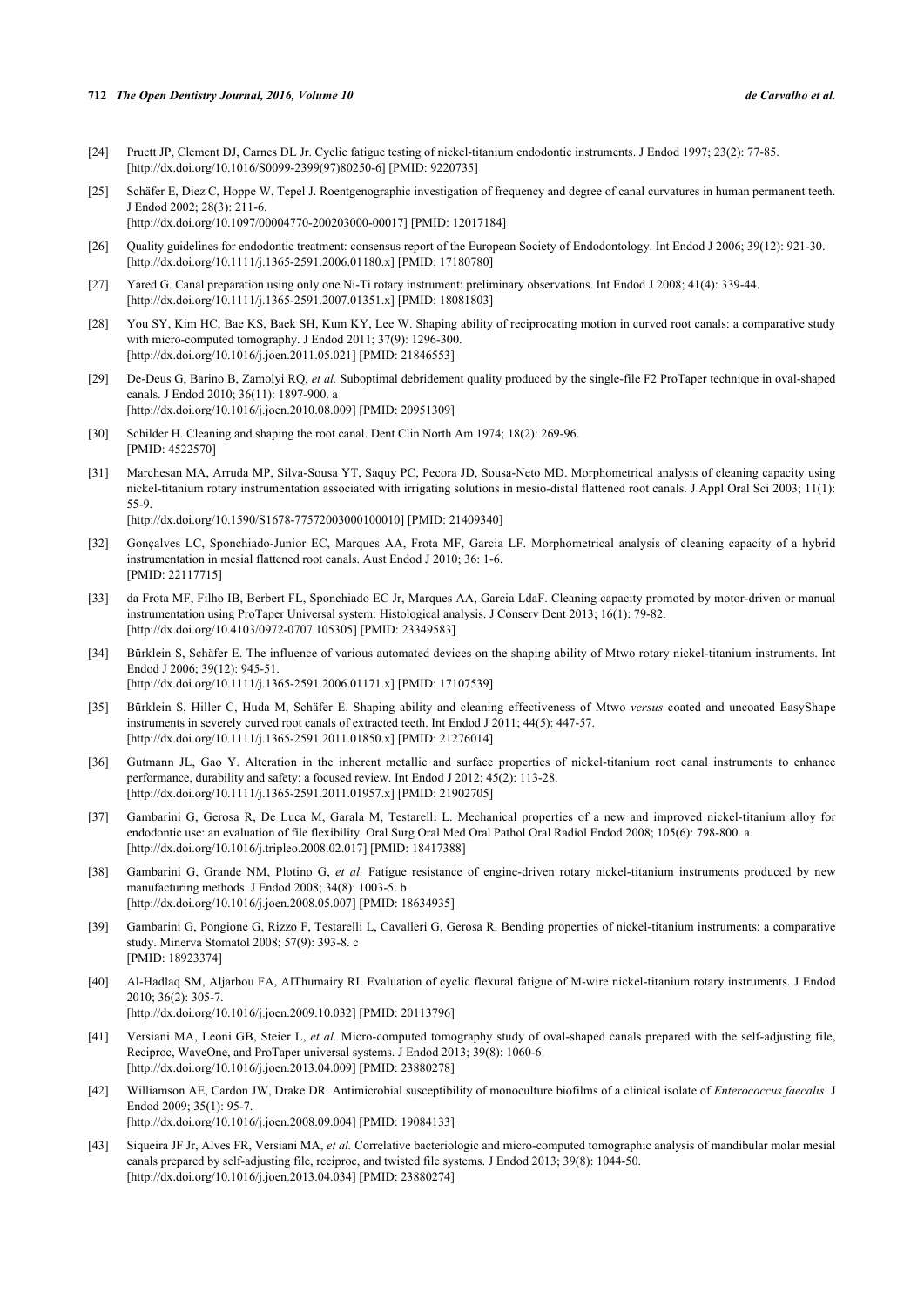[24] Pruett JP, Clement DJ, Carnes DL Jr. Cyclic fatigue testing of nickel-titanium endodontic instruments. J Endod 1997; 23(2): 77-85. [http://dx.doi.org/10.1016/S0099-2399(97)80250-6] [PMID: 9220735]

[25] Schäfer E, Diez C, Hoppe W, Tepel J. Roentgenographic investigation of frequency and degree of canal curvatures in human permanent teeth. J Endod 2002; 28(3): 211-6. [http://dx.doi.org/10.1097/00004770-200203000-00017] [PMID: 12017184]

[26] Quality guidelines for endodontic treatment: consensus report of the European Society of Endodontology. Int Endod J 2006; 39(12): 921-30. [http://dx.doi.org/10.1111/j.1365-2591.2006.01180.x] [PMID: 17180780]

[27] Yared G. Canal preparation using only one Ni-Ti rotary instrument: preliminary observations. Int Endod J 2008; 41(4): 339-44. [http://dx.doi.org/10.1111/j.1365-2591.2007.01351.x] [PMID: 18081803]

[28] You SY, Kim HC, Bae KS, Baek SH, Kum KY, Lee W. Shaping ability of reciprocating motion in curved root canals: a comparative study with micro-computed tomography. J Endod 2011; 37(9): 1296-300. [http://dx.doi.org/10.1016/j.joen.2011.05.021] [PMID: 21846553]

[29] De-Deus G, Barino B, Zamolyi RQ, *et al.* Suboptimal debridement quality produced by the single-file F2 ProTaper technique in oval-shaped canals. J Endod 2010; 36(11): 1897-900. a [http://dx.doi.org/10.1016/j.joen.2010.08.009] [PMID: 20951309]

[30] Schilder H. Cleaning and shaping the root canal. Dent Clin North Am 1974; 18(2): 269-96. [PMID: 4522570]

[31] Marchesan MA, Arruda MP, Silva-Sousa YT, Saquy PC, Pecora JD, Sousa-Neto MD. Morphometrical analysis of cleaning capacity using nickel-titanium rotary instrumentation associated with irrigating solutions in mesio-distal flattened root canals. J Appl Oral Sci 2003; 11(1): 55-9. [http://dx.doi.org/10.1590/S1678-77572003000100010] [PMID: 21409340]

[32] Gonçalves LC, Sponchiado-Junior EC, Marques AA, Frota MF, Garcia LF. Morphometrical analysis of cleaning capacity of a hybrid instrumentation in mesial flattened root canals. Aust Endod J 2010; 36: 1-6. [PMID: 22117715]

[33] da Frota MF, Filho IB, Berbert FL, Sponchiado EC Jr, Marques AA, Garcia LdaF. Cleaning capacity promoted by motor-driven or manual instrumentation using ProTaper Universal system: Histological analysis. J Conserv Dent 2013; 16(1): 79-82. [http://dx.doi.org/10.4103/0972-0707.105305] [PMID: 23349583]

[34] Bürklein S, Schäfer E. The influence of various automated devices on the shaping ability of Mtwo rotary nickel-titanium instruments. Int Endod J 2006; 39(12): 945-51. [http://dx.doi.org/10.1111/j.1365-2591.2006.01171.x] [PMID: 17107539]

[35] Bürklein S, Hiller C, Huda M, Schäfer E. Shaping ability and cleaning effectiveness of Mtwo *versus* coated and uncoated EasyShape instruments in severely curved root canals of extracted teeth. Int Endod J 2011; 44(5): 447-57. [http://dx.doi.org/10.1111/j.1365-2591.2011.01850.x] [PMID: 21276014]

[36] Gutmann JL, Gao Y. Alteration in the inherent metallic and surface properties of nickel-titanium root canal instruments to enhance performance, durability and safety: a focused review. Int Endod J 2012; 45(2): 113-28. [http://dx.doi.org/10.1111/j.1365-2591.2011.01957.x] [PMID: 21902705]

[37] Gambarini G, Gerosa R, De Luca M, Garala M, Testarelli L. Mechanical properties of a new and improved nickel-titanium alloy for endodontic use: an evaluation of file flexibility. Oral Surg Oral Med Oral Pathol Oral Radiol Endod 2008; 105(6): 798-800. a [http://dx.doi.org/10.1016/j.tripleo.2008.02.017] [PMID: 18417388]

[38] Gambarini G, Grande NM, Plotino G, *et al.* Fatigue resistance of engine-driven rotary nickel-titanium instruments produced by new manufacturing methods. J Endod 2008; 34(8): 1003-5. b [http://dx.doi.org/10.1016/j.joen.2008.05.007] [PMID: 18634935]

[39] Gambarini G, Pongione G, Rizzo F, Testarelli L, Cavalleri G, Gerosa R. Bending properties of nickel-titanium instruments: a comparative study. Minerva Stomatol 2008; 57(9): 393-8. c [PMID: 18923374]

[40] Al-Hadlaq SM, Aljarbou FA, AlThumairy RI. Evaluation of cyclic flexural fatigue of M-wire nickel-titanium rotary instruments. J Endod 2010; 36(2): 305-7. [http://dx.doi.org/10.1016/j.joen.2009.10.032] [PMID: 20113796]

[41] Versiani MA, Leoni GB, Steier L, *et al.* Micro-computed tomography study of oval-shaped canals prepared with the self-adjusting file, Reciproc, WaveOne, and ProTaper universal systems. J Endod 2013; 39(8): 1060-6. [http://dx.doi.org/10.1016/j.joen.2013.04.009] [PMID: 23880278]

[42] Williamson AE, Cardon JW, Drake DR. Antimicrobial susceptibility of monoculture biofilms of a clinical isolate of *Enterococcus faecalis*. J Endod 2009; 35(1): 95-7. [http://dx.doi.org/10.1016/j.joen.2008.09.004] [PMID: 19084133]

[43] Siqueira JF Jr, Alves FR, Versiani MA, *et al.* Correlative bacteriologic and micro-computed tomographic analysis of mandibular molar mesial canals prepared by self-adjusting file, reciproc, and twisted file systems. J Endod 2013; 39(8): 1044-50. [http://dx.doi.org/10.1016/j.joen.2013.04.034] [PMID: 23880274]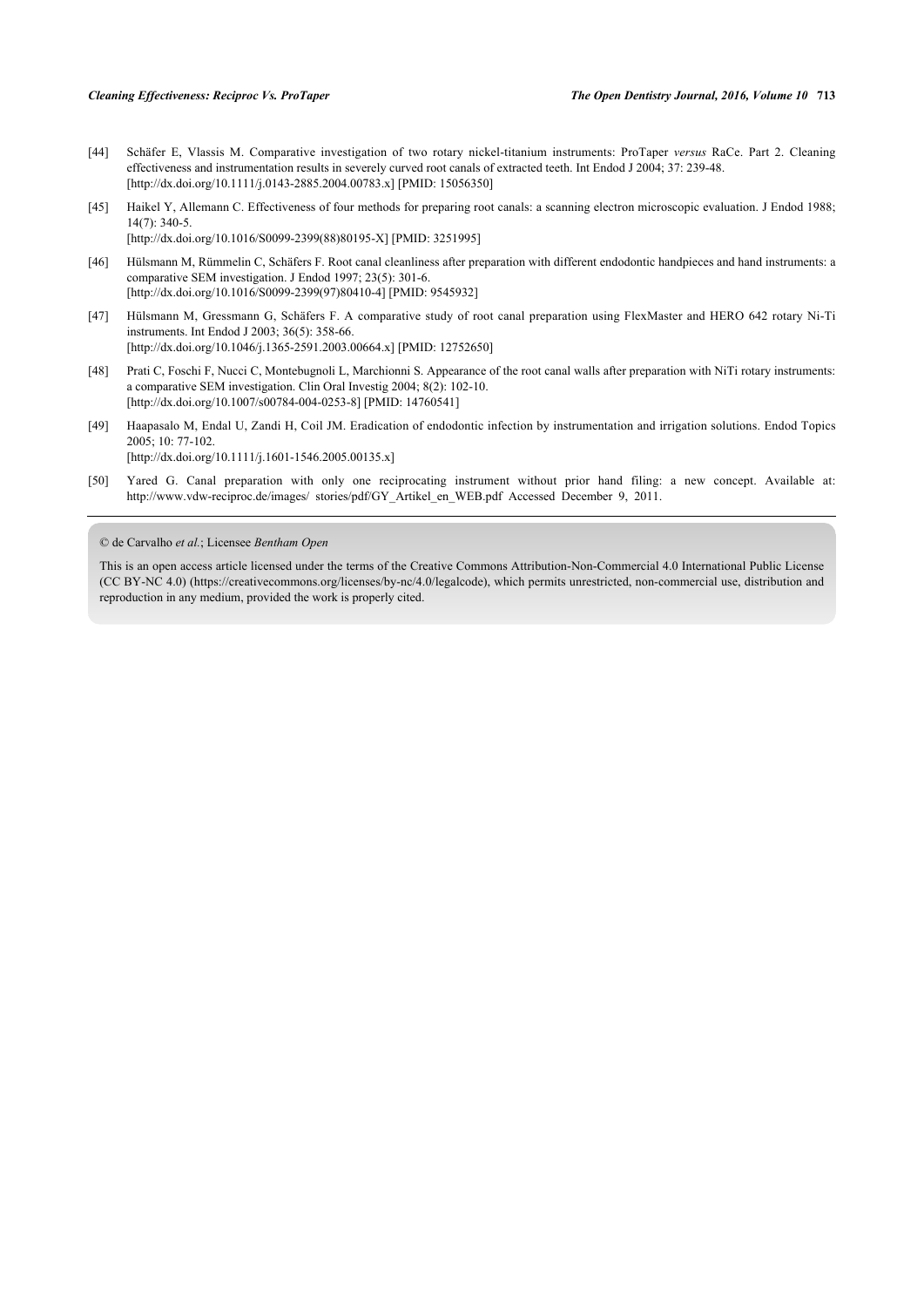[44] Schäfer E, Vlassis M. Comparative investigation of two rotary nickel-titanium instruments: ProTaper *versus* RaCe. Part 2. Cleaning effectiveness and instrumentation results in severely curved root canals of extracted teeth. Int Endod J 2004; 37: 239-48. [http://dx.doi.org/10.1111/j.0143-2885.2004.00783.x] [PMID: 15056350]

[45] Haikel Y, Allemann C. Effectiveness of four methods for preparing root canals: a scanning electron microscopic evaluation. J Endod 1988; 14(7): 340-5. [http://dx.doi.org/10.1016/S0099-2399(88)80195-X] [PMID: 3251995]

[46] Hülsmann M, Rümmelin C, Schäfers F. Root canal cleanliness after preparation with different endodontic handpieces and hand instruments: a comparative SEM investigation. J Endod 1997; 23(5): 301-6. [http://dx.doi.org/10.1016/S0099-2399(97)80410-4] [PMID: 9545932]

[47] Hülsmann M, Gressmann G, Schäfers F. A comparative study of root canal preparation using FlexMaster and HERO 642 rotary Ni-Ti instruments. Int Endod J 2003; 36(5): 358-66. [http://dx.doi.org/10.1046/j.1365-2591.2003.00664.x] [PMID: 12752650]

[48] Prati C, Foschi F, Nucci C, Montebugnoli L, Marchionni S. Appearance of the root canal walls after preparation with NiTi rotary instruments: a comparative SEM investigation. Clin Oral Investig 2004; 8(2): 102-10. [http://dx.doi.org/10.1007/s00784-004-0253-8] [PMID: 14760541]

[49] Haapasalo M, Endal U, Zandi H, Coil JM. Eradication of endodontic infection by instrumentation and irrigation solutions. Endod Topics 2005; 10: 77-102. [http://dx.doi.org/10.1111/j.1601-1546.2005.00135.x]

[50] Yared G. Canal preparation with only one reciprocating instrument without prior hand filing: a new concept. Available at: http://www.vdw-reciproc.de/images/ stories/pdf/GY_Artikel_en_WEB.pdf Accessed December 9, 2011.

---

© de Carvalho *et al.*; Licensee *Bentham Open*

This is an open access article licensed under the terms of the Creative Commons Attribution-Non-Commercial 4.0 International Public License (CC BY-NC 4.0) (https://creativecommons.org/licenses/by-nc/4.0/legalcode), which permits unrestricted, non-commercial use, distribution and reproduction in any medium, provided the work is properly cited.